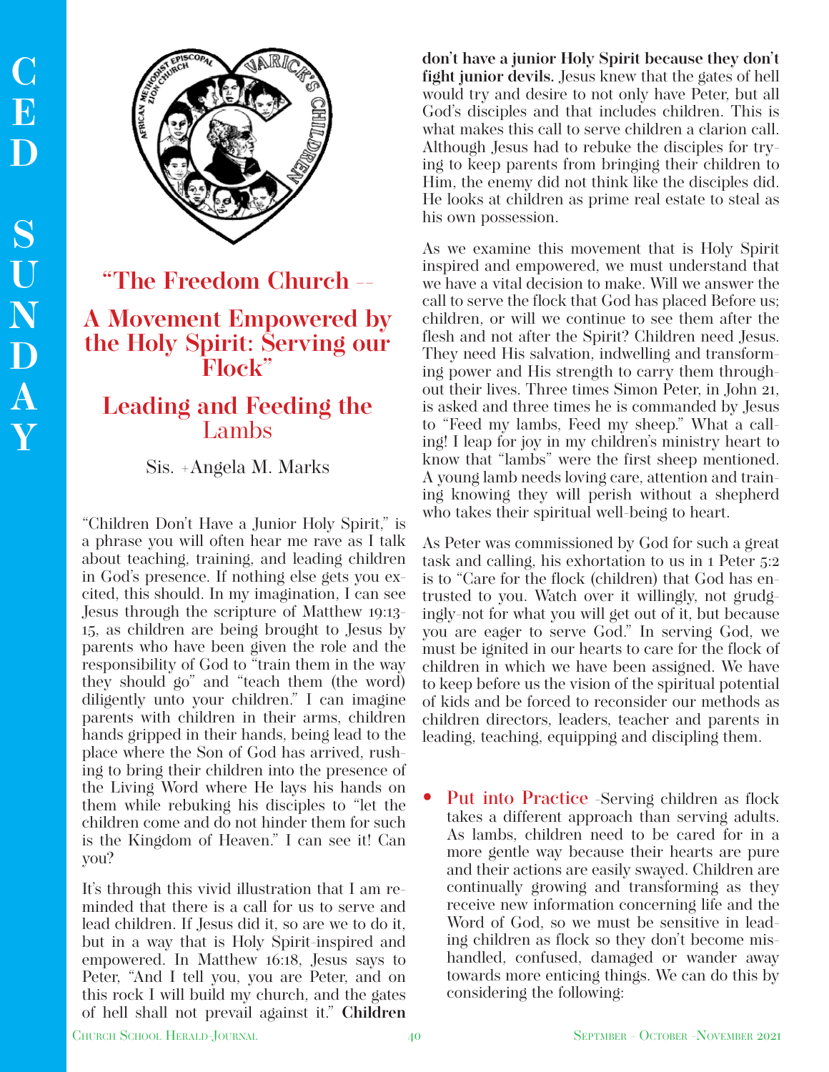# "The Freedom Church -- A Movement Empowered by the Holy Spirit: Serving our Flock"

## Leading and Feeding the Lambs

Sis. +Angela M. Marks

"Children Don't Have a Junior Holy Spirit," is a phrase you will often hear me rave as I talk about teaching, training, and leading children in God's presence. If nothing else gets you excited, this should. In my imagination, I can see Jesus through the scripture of Matthew 19:13-15, as children are being brought to Jesus by parents who have been given the role and the responsibility of God to "train them in the way they should go" and "teach them (the word) diligently unto your children." I can imagine parents with children in their arms, children hands gripped in their hands, being lead to the place where the Son of God has arrived, rushing to bring their children into the presence of the Living Word where He lays his hands on them while rebuking his disciples to "let the children come and do not hinder them for such is the Kingdom of Heaven." I can see it! Can you?

It's through this vivid illustration that I am reminded that there is a call for us to serve and lead children. If Jesus did it, so are we to do it, but in a way that is Holy Spirit-inspired and empowered. In Matthew 16:18, Jesus says to Peter, "And I tell you, you are Peter, and on this rock I will build my church, and the gates of hell shall not prevail against it." **Children don't have a junior Holy Spirit because they don't fight junior devils.** Jesus knew that the gates of hell would try and desire to not only have Peter, but all God's disciples and that includes children. This is what makes this call to serve children a clarion call. Although Jesus had to rebuke the disciples for trying to keep parents from bringing their children to Him, the enemy did not think like the disciples did. He looks at children as prime real estate to steal as his own possession.

As we examine this movement that is Holy Spirit inspired and empowered, we must understand that we have a vital decision to make. Will we answer the call to serve the flock that God has placed Before us; children, or will we continue to see them after the flesh and not after the Spirit? Children need Jesus. They need His salvation, indwelling and transforming power and His strength to carry them throughout their lives. Three times Simon Peter, in John 21, is asked and three times he is commanded by Jesus to "Feed my lambs, Feed my sheep." What a calling! I leap for joy in my children's ministry heart to know that "lambs" were the first sheep mentioned. A young lamb needs loving care, attention and training knowing they will perish without a shepherd who takes their spiritual well-being to heart.

As Peter was commissioned by God for such a great task and calling, his exhortation to us in 1 Peter 5:2 is to "Care for the flock (children) that God has entrusted to you. Watch over it willingly, not grudgingly-not for what you will get out of it, but because you are eager to serve God." In serving God, we must be ignited in our hearts to care for the flock of children in which we have been assigned. We have to keep before us the vision of the spiritual potential of kids and be forced to reconsider our methods as children directors, leaders, teacher and parents in leading, teaching, equipping and discipling them.

- **Put into Practice** -Serving children as flock takes a different approach than serving adults. As lambs, children need to be cared for in a more gentle way because their hearts are pure and their actions are easily swayed. Children are continually growing and transforming as they receive new information concerning life and the Word of God, so we must be sensitive in leading children as flock so they don't become mishandled, confused, damaged or wander away towards more enticing things. We can do this by considering the following: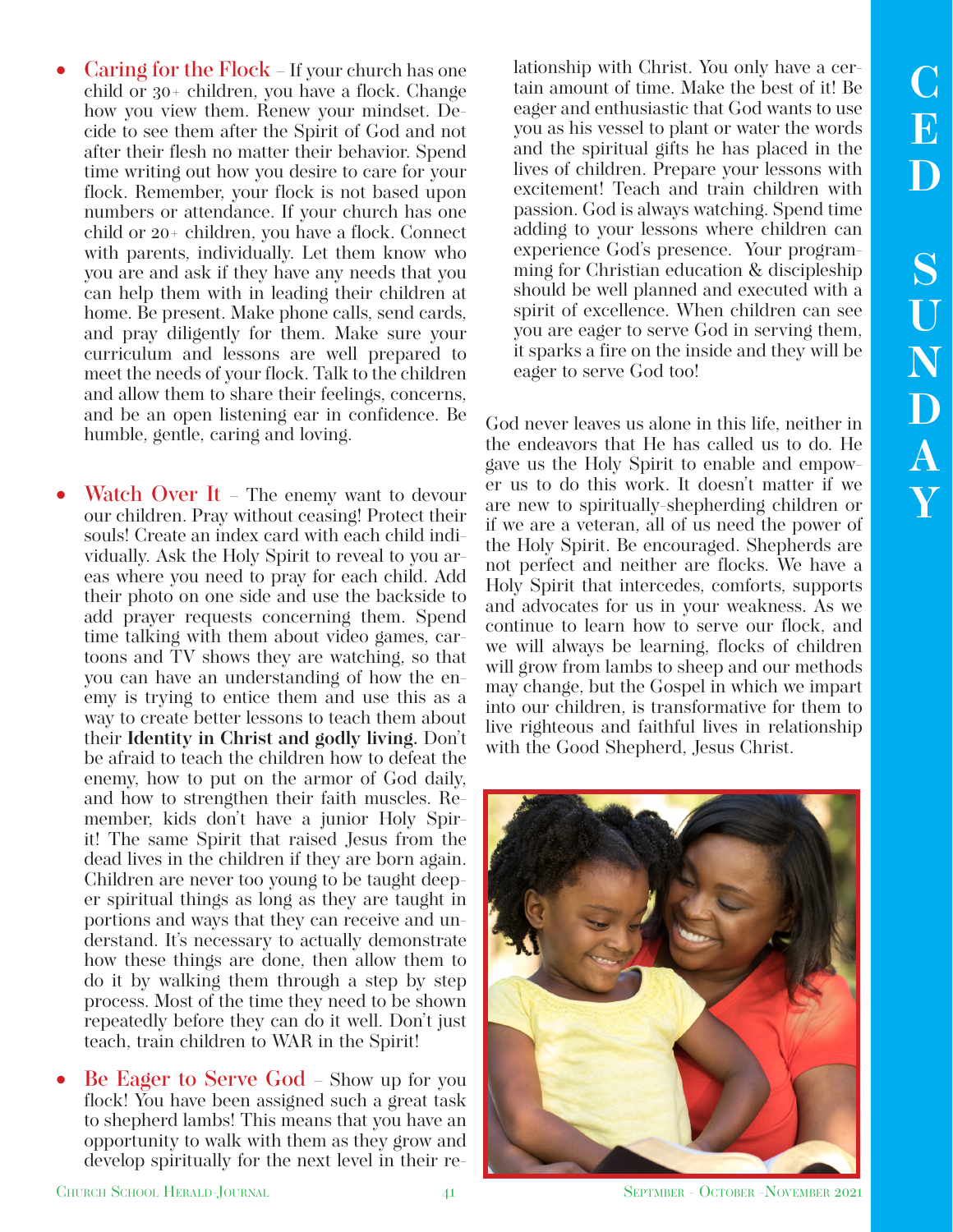- **Caring for the Flock** – If your church has one child or 30+ children, you have a flock. Change how you view them. Renew your mindset. Decide to see them after the Spirit of God and not after their flesh no matter their behavior. Spend time writing out how you desire to care for your flock. Remember, your flock is not based upon numbers or attendance. If your church has one child or 20+ children, you have a flock. Connect with parents, individually. Let them know who you are and ask if they have any needs that you can help them with in leading their children at home. Be present. Make phone calls, send cards, and pray diligently for them. Make sure your curriculum and lessons are well prepared to meet the needs of your flock. Talk to the children and allow them to share their feelings, concerns, and be an open listening ear in confidence. Be humble, gentle, caring and loving.

- **Watch Over It** – The enemy want to devour our children. Pray without ceasing! Protect their souls! Create an index card with each child individually. Ask the Holy Spirit to reveal to you areas where you need to pray for each child. Add their photo on one side and use the backside to add prayer requests concerning them. Spend time talking with them about video games, cartoons and TV shows they are watching, so that you can have an understanding of how the enemy is trying to entice them and use this as a way to create better lessons to teach them about their **Identity in Christ and godly living.** Don't be afraid to teach the children how to defeat the enemy, how to put on the armor of God daily, and how to strengthen their faith muscles. Remember, kids don't have a junior Holy Spirit! The same Spirit that raised Jesus from the dead lives in the children if they are born again. Children are never too young to be taught deeper spiritual things as long as they are taught in portions and ways that they can receive and understand. It's necessary to actually demonstrate how these things are done, then allow them to do it by walking them through a step by step process. Most of the time they need to be shown repeatedly before they can do it well. Don't just teach, train children to WAR in the Spirit!

- **Be Eager to Serve God** – Show up for you flock! You have been assigned such a great task to shepherd lambs! This means that you have an opportunity to walk with them as they grow and develop spiritually for the next level in their relationship with Christ. You only have a certain amount of time. Make the best of it! Be eager and enthusiastic that God wants to use you as his vessel to plant or water the words and the spiritual gifts he has placed in the lives of children. Prepare your lessons with excitement! Teach and train children with passion. God is always watching. Spend time adding to your lessons where children can experience God's presence. Your programming for Christian education & discipleship should be well planned and executed with a spirit of excellence. When children can see you are eager to serve God in serving them, it sparks a fire on the inside and they will be eager to serve God too!

God never leaves us alone in this life, neither in the endeavors that He has called us to do. He gave us the Holy Spirit to enable and empower us to do this work. It doesn't matter if we are new to spiritually-shepherding children or if we are a veteran, all of us need the power of the Holy Spirit. Be encouraged. Shepherds are not perfect and neither are flocks. We have a Holy Spirit that intercedes, comforts, supports and advocates for us in your weakness. As we continue to learn how to serve our flock, and we will always be learning, flocks of children will grow from lambs to sheep and our methods may change, but the Gospel in which we impart into our children, is transformative for them to live righteous and faithful lives in relationship with the Good Shepherd, Jesus Christ.